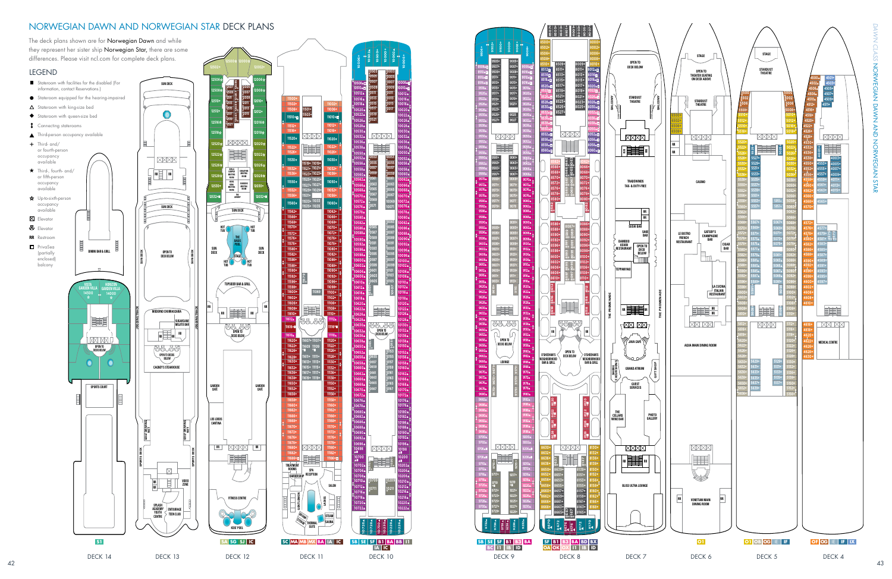# NORWEGIAN DAWN AND NORWEGIAN STAR DECK PLANS

The deck plans shown are for **Norwegian Dawn** and while they represent her sister ship **Norwegian Star**, there are some differences. Please visit ncl.com for complete deck plans.

## LEGEND

- ■ Stateroom with facilities for the disabled (For information, contact Reservations.)
- ● Stateroom equipped for the hearing-impaired
- △ Stateroom with king-size bed
- ◆ Stateroom with queen-size bed
- ↕ Connecting staterooms
- ▲ Third-person occupancy available
- + Third- and/or fourth-person occupancy available
- ★ Third-, fourth- and/or fifth-person occupancy available
- ✩ Up-to-sixth-person occupancy available
- ⊠ Elevator
- Elevator
- RR Restroom
- □ PrivaSea (partially enclosed) balcony

DECK 14 — S1

Sun Deck, Vista Garden Villa 14500, Horizon Garden Villa 14000, Open to Deck Below, Bimini Bar & Grill, Sports Court

DECK 13 — SA SG SJ IC

Sun Deck, Open to Deck Below, Modern Churrascaria, Sugarcane Mojito Bar, Open to Deck Below, Cagney's Steakhouse, Golf Driving Net, Sports Deck, Video Zone, Splash Academy Youth Centre, Entourage Teen Club

DECK 12 — SA SG SJ IC

Sun Deck, Hot Tub, The Basis Pool, Stage, Topsider Bar & Grill, Open to Deck Below, Garden Café, Los Lobos Cantina, Fitness Centre, Kids' Pool

DECK 11 — SC MA MB MX BA IA IC

Treatment Rooms, Barbershop, Spa Reception, Salon, Thermal Suite, Steam, Sauna

DECK 10 — SB SE SF B1 BA BB I1 IA IC

DECK 9 — SB SE SF B1 B3 BA BC I1 IB ID

Open to Deck Below, Lounge

DECK 8 — SF B1 B3 BA BD BX OA OK OX I1 IB ID

O'Sheehan's Neighborhood Bar & Grill, Open to Deck Below

DECK 7

Open to Deck Below, Stardust Theatre, Balcony, Tradewinds Tax & Duty-Free, Sushi Bar, Sake Bar, Bamboo Asian Restaurant, Open to Deck Below, Teppanyaki, The Promenade, Java Café, Grand Atrium, Guest Services, Shore Excursions, Gift Shop, The Cellars Wine Bar, Photo Gallery, Bliss Ultra Lounge

DECK 6 — O1

Stage, Open to Theater Seating on Deck Above, Stardust Theatre, Casino, Le Bistro French Restaurant, Gatsby's Champagne Bar, Cigar Bar, La Cucina Italian Restaurant, Aqua Main Dining Room, Venetian Main Dining Room

DECK 5 — O1 OB OG IE IF

Stage, Stardust Theatre

DECK 4 — OF OG IE IF IX

Medical Centre

DAWN CLASS NORWEGIAN DAWN AND NORWEGIAN STAR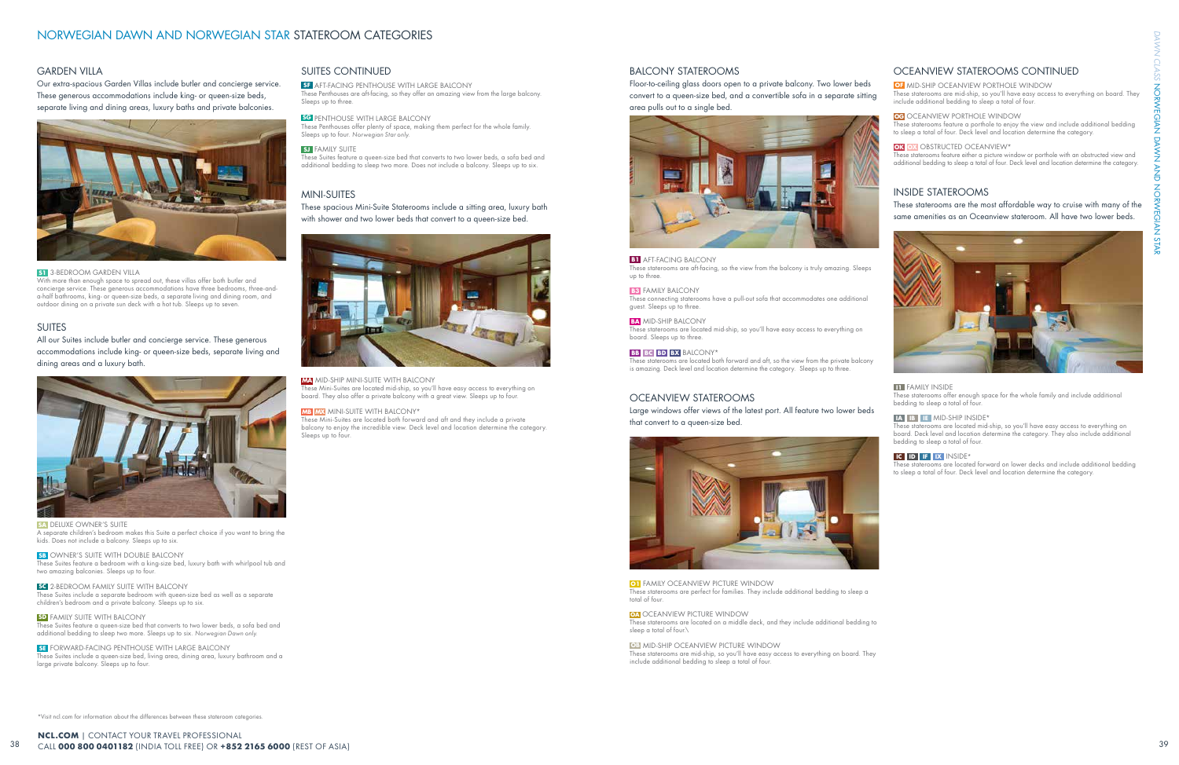# NORWEGIAN DAWN AND NORWEGIAN STAR STATEROOM CATEGORIES

## GARDEN VILLA

Our extra-spacious Garden Villas include butler and concierge service. These generous accommodations include king- or queen-size beds, separate living and dining areas, luxury baths and private balconies.

**S1** 3-BEDROOM GARDEN VILLA
With more than enough space to spread out, these villas offer both butler and concierge service. These generous accommodations have three bedrooms, three-and-a-half bathrooms, king- or queen-size beds, a separate living and dining room, and outdoor dining on a private sun deck with a hot tub. Sleeps up to seven.

## SUITES

All our Suites include butler and concierge service. These generous accommodations include king- or queen-size beds, separate living and dining areas and a luxury bath.

**SA** DELUXE OWNER'S SUITE
A separate children's bedroom makes this Suite a perfect choice if you want to bring the kids. Does not include a balcony. Sleeps up to six.

**SB** OWNER'S SUITE WITH DOUBLE BALCONY
These Suites feature a bedroom with a king-size bed, luxury bath with whirlpool tub and two amazing balconies. Sleeps up to four.

**SC** 2-BEDROOM FAMILY SUITE WITH BALCONY
These Suites include a separate bedroom with queen-size bed as well as a separate children's bedroom and a private balcony. Sleeps up to six.

**SD** FAMILY SUITE WITH BALCONY
These Suites feature a queen-size bed that converts to two lower beds, a sofa bed and additional bedding to sleep two more. Sleeps up to six. *Norwegian Dawn only.*

**SE** FORWARD-FACING PENTHOUSE WITH LARGE BALCONY
These Suites include a queen-size bed, living area, dining area, luxury bathroom and a large private balcony. Sleeps up to four.

## SUITES CONTINUED

**SF** AFT-FACING PENTHOUSE WITH LARGE BALCONY
These Penthouses are aft-facing, so they offer an amazing view from the large balcony. Sleeps up to three.

**SG** PENTHOUSE WITH LARGE BALCONY
These Penthouses offer plenty of space, making them perfect for the whole family. Sleeps up to four. *Norwegian Star only.*

**SJ** FAMILY SUITE
These Suites feature a queen-size bed that converts to two lower beds, a sofa bed and additional bedding to sleep two more. Does not include a balcony. Sleeps up to six.

## MINI-SUITES

These spacious Mini-Suite Staterooms include a sitting area, luxury bath with shower and two lower beds that convert to a queen-size bed.

**MA** MID-SHIP MINI-SUITE WITH BALCONY
These Mini-Suites are located mid-ship, so you'll have easy access to everything on board. They also offer a private balcony with a great view. Sleeps up to four.

**MB** **MX** MINI-SUITE WITH BALCONY*
These Mini-Suites are located both forward and aft and they include a private balcony to enjoy the incredible view. Deck level and location determine the category. Sleeps up to four.

## BALCONY STATEROOMS

Floor-to-ceiling glass doors open to a private balcony. Two lower beds convert to a queen-size bed, and a convertible sofa in a separate sitting area pulls out to a single bed.

**B1** AFT-FACING BALCONY
These staterooms are aft-facing, so the view from the balcony is truly amazing. Sleeps up to three.

**B3** FAMILY BALCONY
These connecting staterooms have a pull-out sofa that accommodates one additional guest. Sleeps up to three.

**BA** MID-SHIP BALCONY
These staterooms are located mid-ship, so you'll have easy access to everything on board. Sleeps up to three.

**BB** **BC** **BD** **BX** BALCONY*
These staterooms are located both forward and aft, so the view from the private balcony is amazing. Deck level and location determine the category. Sleeps up to three.

## OCEANVIEW STATEROOMS

Large windows offer views of the latest port. All feature two lower beds that convert to a queen-size bed.

**O1** FAMILY OCEANVIEW PICTURE WINDOW
These staterooms are perfect for families. They include additional bedding to sleep a total of four.

**OA** OCEANVIEW PICTURE WINDOW
These staterooms are located on a middle deck, and they include additional bedding to sleep a total of four.\

**OB** MID-SHIP OCEANVIEW PICTURE WINDOW
These staterooms are mid-ship, so you'll have easy access to everything on board. They include additional bedding to sleep a total of four.

## OCEANVIEW STATEROOMS CONTINUED

**OF** MID-SHIP OCEANVIEW PORTHOLE WINDOW
These staterooms are mid-ship, so you'll have easy access to everything on board. They include additional bedding to sleep a total of four.

**OG** OCEANVIEW PORTHOLE WINDOW
These staterooms feature a porthole to enjoy the view and include additional bedding to sleep a total of four. Deck level and location determine the category.

**OK** **OX** OBSTRUCTED OCEANVIEW*
These staterooms feature either a picture window or porthole with an obstructed view and additional bedding to sleep a total of four. Deck level and location determine the category.

## INSIDE STATEROOMS

These staterooms are the most affordable way to cruise with many of the same amenities as an Oceanview stateroom. All have two lower beds.

**I1** FAMILY INSIDE
These staterooms offer enough space for the whole family and include additional bedding to sleep a total of four.

**IA** **IB** **IE** MID-SHIP INSIDE*
These staterooms are located mid-ship, so you'll have easy access to everything on board. Deck level and location determine the category. They also include additional bedding to sleep a total of four.

**IC** **ID** **IF** **IX** INSIDE*
These staterooms are located forward on lower decks and include additional bedding to sleep a total of four. Deck level and location determine the category.

*Visit ncl.com for information about the differences between these stateroom categories.

**NCL.COM** | CONTACT YOUR TRAVEL PROFESSIONAL
CALL **000 800 0401182** (INDIA TOLL FREE) OR **+852 2165 6000** (REST OF ASIA)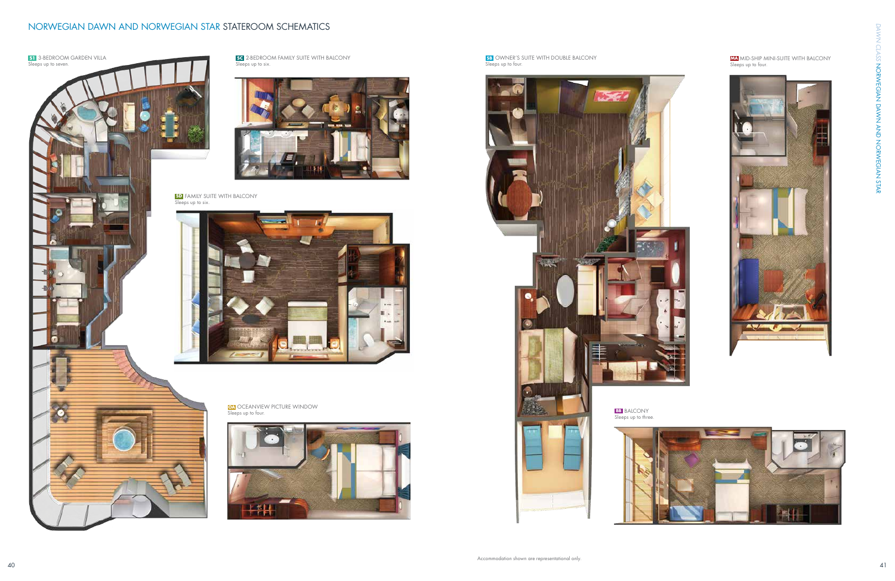# NORWEGIAN DAWN AND NORWEGIAN STAR STATEROOM SCHEMATICS

**S1** 3-BEDROOM GARDEN VILLA
Sleeps up to seven.

**SC** 2-BEDROOM FAMILY SUITE WITH BALCONY
Sleeps up to six.

**SD** FAMILY SUITE WITH BALCONY
Sleeps up to six.

**OA** OCEANVIEW PICTURE WINDOW
Sleeps up to four.

**SB** OWNER'S SUITE WITH DOUBLE BALCONY
Sleeps up to four.

**MA** MID-SHIP MINI-SUITE WITH BALCONY
Sleeps up to four.

**BB** BALCONY
Sleeps up to three.

Accommodation shown are representational only.